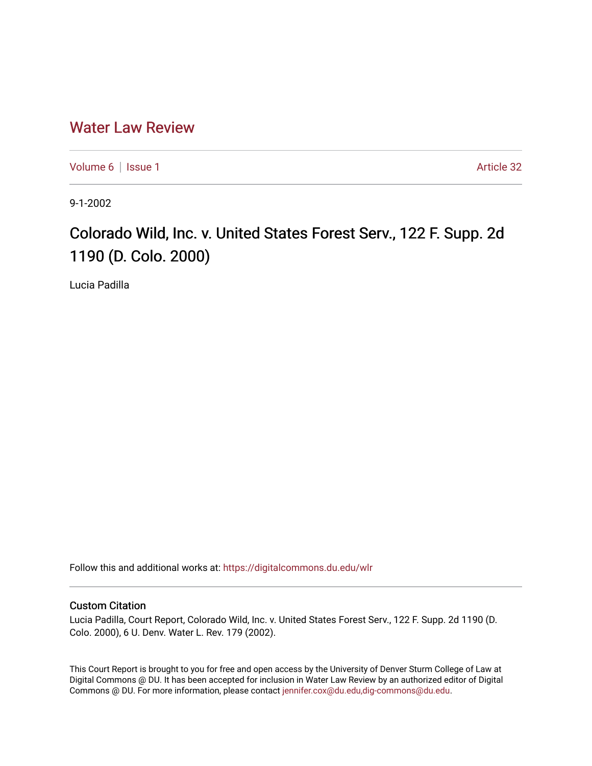# Water Law Review

Volume 6 | Issue 1 Article 32

9-1-2002

## Colorado Wild, Inc. v. United States Forest Serv., 122 F. Supp. 2d 1190 (D. Colo. 2000)

Lucia Padilla

Follow this and additional works at: https://digitalcommons.du.edu/wlr

### Custom Citation

Lucia Padilla, Court Report, Colorado Wild, Inc. v. United States Forest Serv., 122 F. Supp. 2d 1190 (D. Colo. 2000), 6 U. Denv. Water L. Rev. 179 (2002).

This Court Report is brought to you for free and open access by the University of Denver Sturm College of Law at Digital Commons @ DU. It has been accepted for inclusion in Water Law Review by an authorized editor of Digital Commons @ DU. For more information, please contact jennifer.cox@du.edu,dig-commons@du.edu.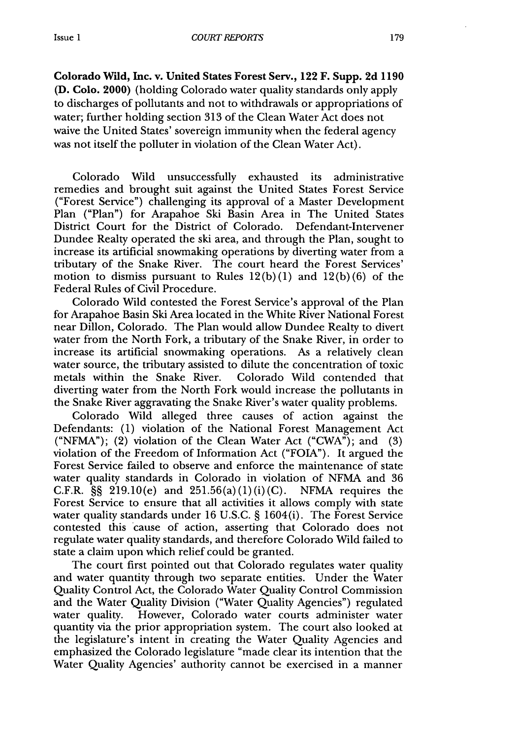**Colorado Wild, Inc. v. United States Forest Serv., 122 F. Supp. 2d 1190 (D. Colo. 2000)** (holding Colorado water quality standards only apply to discharges of pollutants and not to withdrawals or appropriations of water; further holding section 313 of the Clean Water Act does not waive the United States' sovereign immunity when the federal agency was not itself the polluter in violation of the Clean Water Act).

Colorado Wild unsuccessfully exhausted its administrative remedies and brought suit against the United States Forest Service ("Forest Service") challenging its approval of a Master Development Plan ("Plan") for Arapahoe Ski Basin Area in The United States District Court for the District of Colorado. Defendant-Intervener Dundee Realty operated the ski area, and through the Plan, sought to increase its artificial snowmaking operations by diverting water from a tributary of the Snake River. The court heard the Forest Services' motion to dismiss pursuant to Rules 12(b)(1) and 12(b)(6) of the Federal Rules of Civil Procedure.

Colorado Wild contested the Forest Service's approval of the Plan for Arapahoe Basin Ski Area located in the White River National Forest near Dillon, Colorado. The Plan would allow Dundee Realty to divert water from the North Fork, a tributary of the Snake River, in order to increase its artificial snowmaking operations. As a relatively clean water source, the tributary assisted to dilute the concentration of toxic metals within the Snake River. Colorado Wild contended that diverting water from the North Fork would increase the pollutants in the Snake River aggravating the Snake River's water quality problems.

Colorado Wild alleged three causes of action against the Defendants: (1) violation of the National Forest Management Act ("NFMA"); (2) violation of the Clean Water Act ("CWA"); and (3) violation of the Freedom of Information Act ("FOIA"). It argued the Forest Service failed to observe and enforce the maintenance of state water quality standards in Colorado in violation of NFMA and 36 C.F.R. §§ 219.10(e) and 251.56(a)(1)(i)(C). NFMA requires the Forest Service to ensure that all activities it allows comply with state water quality standards under 16 U.S.C. § 1604(i). The Forest Service contested this cause of action, asserting that Colorado does not regulate water quality standards, and therefore Colorado Wild failed to state a claim upon which relief could be granted.

The court first pointed out that Colorado regulates water quality and water quantity through two separate entities. Under the Water Quality Control Act, the Colorado Water Quality Control Commission and the Water Quality Division ("Water Quality Agencies") regulated water quality. However, Colorado water courts administer water quantity via the prior appropriation system. The court also looked at the legislature's intent in creating the Water Quality Agencies and emphasized the Colorado legislature "made clear its intention that the Water Quality Agencies' authority cannot be exercised in a manner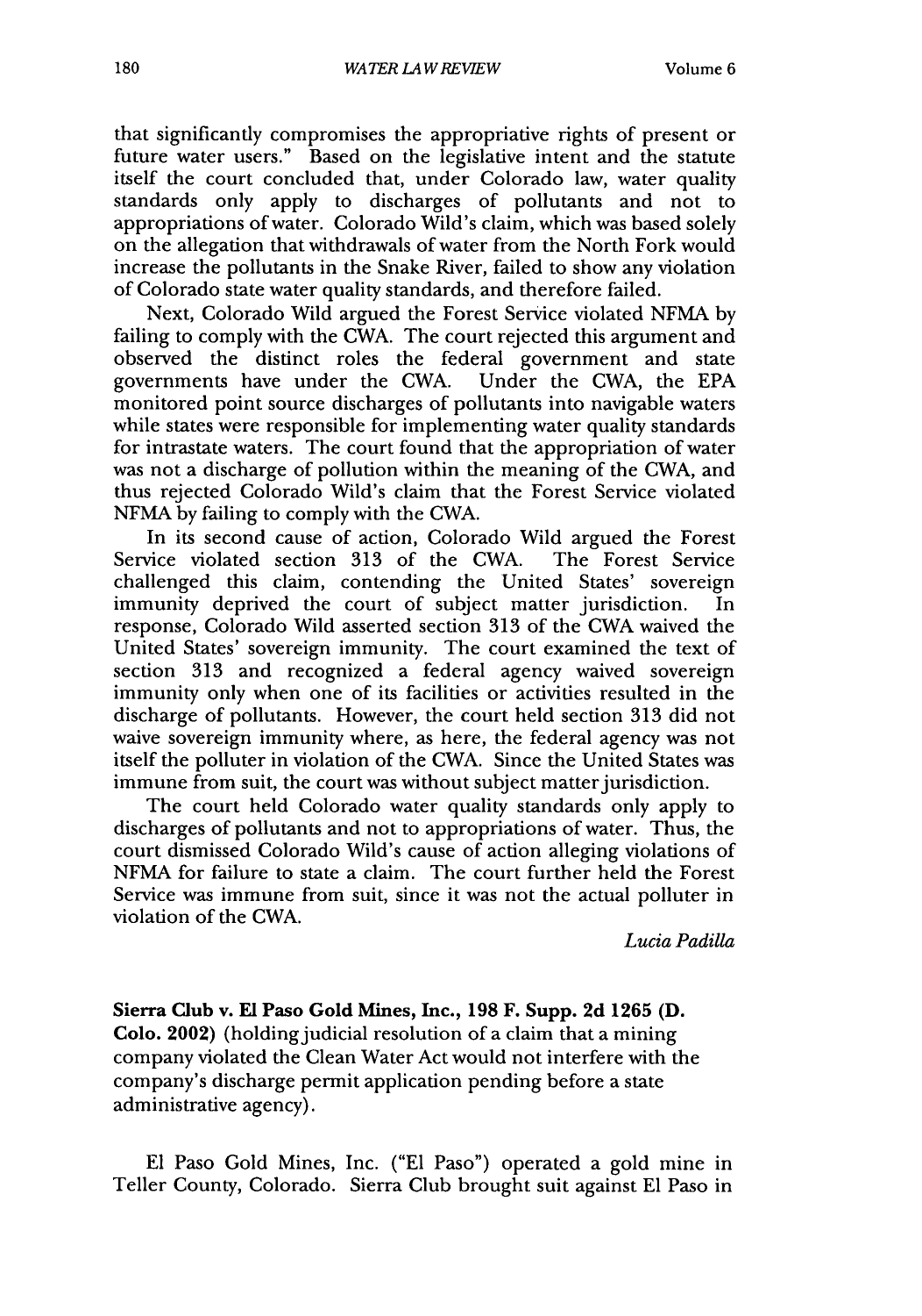that significantly compromises the appropriative rights of present or future water users." Based on the legislative intent and the statute itself the court concluded that, under Colorado law, water quality standards only apply to discharges of pollutants and not to appropriations of water. Colorado Wild's claim, which was based solely on the allegation that withdrawals of water from the North Fork would increase the pollutants in the Snake River, failed to show any violation of Colorado state water quality standards, and therefore failed.

Next, Colorado Wild argued the Forest Service violated NFMA by failing to comply with the CWA. The court rejected this argument and observed the distinct roles the federal government and state governments have under the CWA. Under the CWA, the EPA monitored point source discharges of pollutants into navigable waters while states were responsible for implementing water quality standards for intrastate waters. The court found that the appropriation of water was not a discharge of pollution within the meaning of the CWA, and thus rejected Colorado Wild's claim that the Forest Service violated NFMA by failing to comply with the CWA.

In its second cause of action, Colorado Wild argued the Forest Service violated section 313 of the CWA. The Forest Service challenged this claim, contending the United States' sovereign immunity deprived the court of subject matter jurisdiction. In response, Colorado Wild asserted section 313 of the CWA waived the United States' sovereign immunity. The court examined the text of section 313 and recognized a federal agency waived sovereign immunity only when one of its facilities or activities resulted in the discharge of pollutants. However, the court held section 313 did not waive sovereign immunity where, as here, the federal agency was not itself the polluter in violation of the CWA. Since the United States was immune from suit, the court was without subject matter jurisdiction.

The court held Colorado water quality standards only apply to discharges of pollutants and not to appropriations of water. Thus, the court dismissed Colorado Wild's cause of action alleging violations of NFMA for failure to state a claim. The court further held the Forest Service was immune from suit, since it was not the actual polluter in violation of the CWA.

*Lucia Padilla*

**Sierra Club v. El Paso Gold Mines, Inc., 198 F. Supp. 2d 1265 (D. Colo. 2002)** (holding judicial resolution of a claim that a mining company violated the Clean Water Act would not interfere with the company's discharge permit application pending before a state administrative agency).

El Paso Gold Mines, Inc. ("El Paso") operated a gold mine in Teller County, Colorado. Sierra Club brought suit against El Paso in